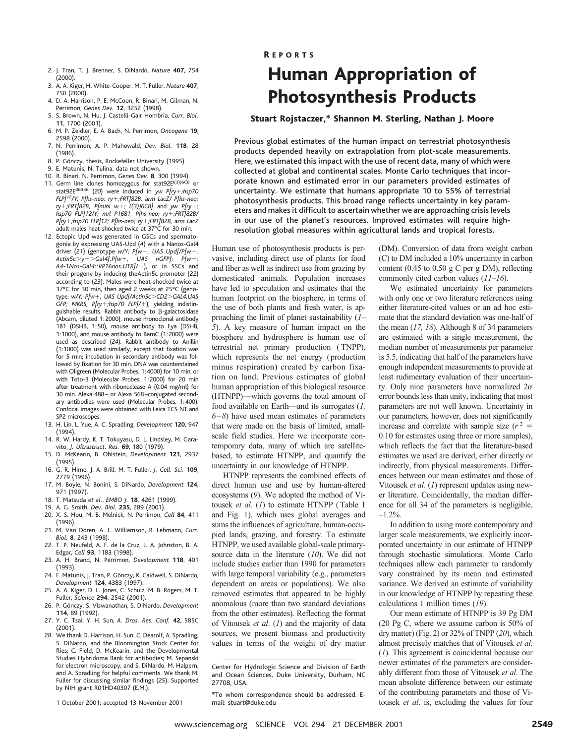2. J. Tran, T. J. Brenner, S. DiNardo, *Nature* **407**, 754 (2000).
3. A. A. Kiger, H. White-Cooper, M. T. Fuller, *Nature* **407**, 750 (2000).
4. D. A. Harrison, P. E. McCoon, R. Binari, M. Gilman, N. Perrimon, *Genes Dev.* **12**, 3252 (1998).
5. S. Brown, N. Hu, J. Castelli-Gair Hombría, *Curr. Biol.* **11**, 1700 (2001).
6. M. P. Zeidler, E. A. Bach, N. Perrimon, *Oncogene* **19**, 2598 (2000).
7. N. Perrimon, A. P. Mahowald, *Dev. Biol.* **118**, 28 (1986).
8. P. Gönczy, thesis, Rockefeller University (1995).
9. E. Matunis, N. Tulina, data not shown.
10. R. Binari, N. Perrimon, *Genes Dev.* **8**, 300 (1994).
11. Germ line clones homozygous for stat92E$^{l(3)J6C8}$ or stat92E$^{06346}$ (*20*) were induced in *yw P[ry+;hsp70 FLP]$^{12}$/Y; P[hs-neo; ry+;FRT]82B, arm LacZ/ P[hs-neo; ry+;FRT]82B, P[mini w+; l(3)J6C8]* and *yw P[ry+; hsp70 FLP]12/Y; mrl P1681, P[hs-neo; ry+;FRT]82B/ P[ry+;hsp70 FLP]12; P[hs-neo; ry+;FRT]82B, arm LacZ* adult males heat-shocked twice at 37°C for 30 min.
12. Ectopic Upd was generated in GSCs and spermatogonia by expressing UAS-Upd (*4*) with a Nanos-Gal4 driver (*21*) (genotype *w/Y; P[w+, UAS Upd]/P[w+, Actin5c>y+>Gal4],P[w+, UAS nGFP]; P[w+; A4-1Nos-Gal4::VP16nos.UTR]/+*), or in SSCs and their progeny by inducing theActin5c promoter (*22*) according to (*23*). Males were heat-shocked twice at 37°C for 30 min, then aged 2 weeks at 25°C (genotype: *w/Y; P[w+, UAS Upd]/Actin5c>CD2>GAL4,UAS GFP; MKRS, P[ry+;hsp70 FLP]/+*), yielding indistinguishable results. Rabbit antibody to β-galactosidase (Abcam, diluted 1:2000), mouse monoclonal antibody 1B1 (DSHB, 1:50), mouse antibody to Eya (DSHB, 1:1000), and mouse antibody to BamC (1:2000) were used as described (*24*). Rabbit antibody to Anillin (1:1000) was used similarly, except that fixation was for 5 min; incubation in secondary antibody was followed by fixation for 30 min. DNA was counterstained with Oligreen (Molecular Probes, 1:4000) for 10 min, or with Toto-3 (Molecular Probes, 1:2000) for 20 min after treatment with ribonuclease A (0.04 mg/ml) for 30 min. Alexa 488– or Alexa 568–conjugated secondary antibodies were used (Molecular Probes, 1:400). Confocal images were obtained with Leica TCS NT and SP2 microscopes.
13. H. Lin, L. Yue, A. C. Spradling, *Development* **120**, 947 (1994).
14. R. W. Hardy, K. T. Tokuyasu, D. L. Lindsley, M. Garavito, *J. Ultrastruct. Res.* **69**, 180 (1979).
15. D. McKearin, B. Ohlstein, *Development* **121**, 2937 (1995).
16. G. R. Hime, J. A. Brill, M. T. Fuller, *J. Cell. Sci.* **109**, 2779 (1996).
17. M. Boyle, N. Bonini, S. DiNardo, *Development* **124**, 971 (1997).
18. T. Matsuda *et al.*, *EMBO J.* **18**, 4261 (1999).
19. A. G. Smith, *Dev. Biol.* **235**, 289 (2001).
20. X. S. Hou, M. B. Melnick, N. Perrimon, *Cell* **84**, 411 (1996).
21. M. Van Doren, A. L. Williamson, R. Lehmann, *Curr. Biol.* **8**, 243 (1998).
22. T. P. Neufeld, A. F. de la Cruz, L. A. Johnston, B. A. Edgar, *Cell* **93**, 1183 (1998).
23. A. H. Brand, N. Perrimon, *Development* **118**, 401 (1993).
24. E. Matunis, J. Tran, P. Gönczy, K. Caldwell, S. DiNardo, *Development* **124**, 4383 (1997).
25. A. A. Kiger, D. L. Jones, C. Schulz, M. B. Rogers, M. T. Fuller, *Science* **294**, 2542 (2001).
26. P. Gönczy, S. Viswanathan, S. DiNardo, *Development* **114**, 89 (1992).
27. Y. C. Tsai, Y. H. Sun, *A. Dros. Res. Conf.* **42**, 585C (2001).
28. We thank D. Harrison, H. Sun, C. Dearolf, A. Spradling, S. DiNardo, and the Bloomington Stock Center for flies; C. Field, D. McKearin, and the Developmental Studies Hybridoma Bank for antibodies; M. Sepanski for electron microscopy; and S. DiNardo, M. Halpern, and A. Spradling for helpful comments. We thank M. Fuller for discussing similar findings (*25*). Supported by NIH grant R01HD40307 (E.M.).

1 October 2001; accepted 13 November 2001

REPORTS

# Human Appropriation of Photosynthesis Products

**Stuart Rojstaczer,\* Shannon M. Sterling, Nathan J. Moore**

Previous global estimates of the human impact on terrestrial photosynthesis products depended heavily on extrapolation from plot-scale measurements. Here, we estimated this impact with the use of recent data, many of which were collected at global and continental scales. Monte Carlo techniques that incorporate known and estimated error in our parameters provided estimates of uncertainty. We estimate that humans appropriate 10 to 55% of terrestrial photosynthesis products. This broad range reflects uncertainty in key parameters and makes it difficult to ascertain whether we are approaching crisis levels in our use of the planet's resources. Improved estimates will require high-resolution global measures within agricultural lands and tropical forests.

Human use of photosynthesis products is pervasive, including direct use of plants for food and fiber as well as indirect use from grazing by domesticated animals. Population increases have led to speculation and estimates that the human footprint on the biosphere, in terms of the use of both plants and fresh water, is approaching the limit of planet sustainability (*1–5*). A key measure of human impact on the biosphere and hydrosphere is human use of terrestrial net primary production (TNPP), which represents the net energy (production minus respiration) created by carbon fixation on land. Previous estimates of global human appropriation of this biological resource (HTNPP)—which governs the total amount of food available on Earth—and its surrogates (*1, 6–8*) have used mean estimates of parameters that were made on the basis of limited, small-scale field studies. Here we incorporate contemporary data, many of which are satellite-based, to estimate HTNPP, and quantify the uncertainty in our knowledge of HTNPP.

HTNPP represents the combined effects of direct human use and use by human-altered ecosystems (*9*). We adopted the method of Vitousek *et al.* (*1*) to estimate HTNPP (Table 1 and Fig. 1), which uses global averages and sums the influences of agriculture, human-occupied lands, grazing, and forestry. To estimate HTNPP, we used available global-scale primary-source data in the literature (*10*). We did not include studies earlier than 1990 for parameters with large temporal variability (e.g., parameters dependent on areas or populations). We also removed estimates that appeared to be highly anomalous (more than two standard deviations from the other estimates). Reflecting the format of Vitousek *et al.* (*1*) and the majority of data sources, we present biomass and productivity values in terms of the weight of dry matter (DM). Conversion of data from weight carbon (C) to DM included a 10% uncertainty in carbon content (0.45 to 0.50 g C per g DM), reflecting commonly cited carbon values (*11–16*).

We estimated uncertainty for parameters with only one or two literature references using either literature-cited values or an ad hoc estimate that the standard deviation was one-half of the mean (*17, 18*). Although 8 of 34 parameters are estimated with a single measurement, the median number of measurements per parameter is 5.5, indicating that half of the parameters have enough independent measurements to provide at least rudimentary evaluation of their uncertainty. Only nine parameters have normalized $2\sigma$ error bounds less than unity, indicating that most parameters are not well known. Uncertainty in our parameters, however, does not significantly increase and correlate with sample size ($r^2$ = 0.10 for estimates using three or more samples), which reflects the fact that the literature-based estimates we used are derived, either directly or indirectly, from physical measurements. Differences between our mean estimates and those of Vitousek *et al.* (*1*) represent updates using newer literature. Coincidentally, the median difference for all 34 of the parameters is negligible, –1.2%.

In addition to using more contemporary and larger scale measurements, we explicitly incorporated uncertainty in our estimate of HTNPP through stochastic simulations. Monte Carlo techniques allow each parameter to randomly vary constrained by its mean and estimated variance. We derived an estimate of variability in our knowledge of HTNPP by repeating these calculations 1 million times (*19*).

Our mean estimate of HTNPP is 39 Pg DM (20 Pg C, where we assume carbon is 50% of dry matter) (Fig. 2) or 32% of TNPP (*20*), which almost precisely matches that of Vitousek *et al.* (*1*). This agreement is coincidental because our newer estimates of the parameters are considerably different from those of Vitousek *et al.* The mean absolute difference between our estimate of the contributing parameters and those of Vitousek *et al.* is, excluding the values for four

Center for Hydrologic Science and Division of Earth and Ocean Sciences, Duke University, Durham, NC 27708, USA.

\*To whom correspondence should be addressed. E-mail: stuart@duke.edu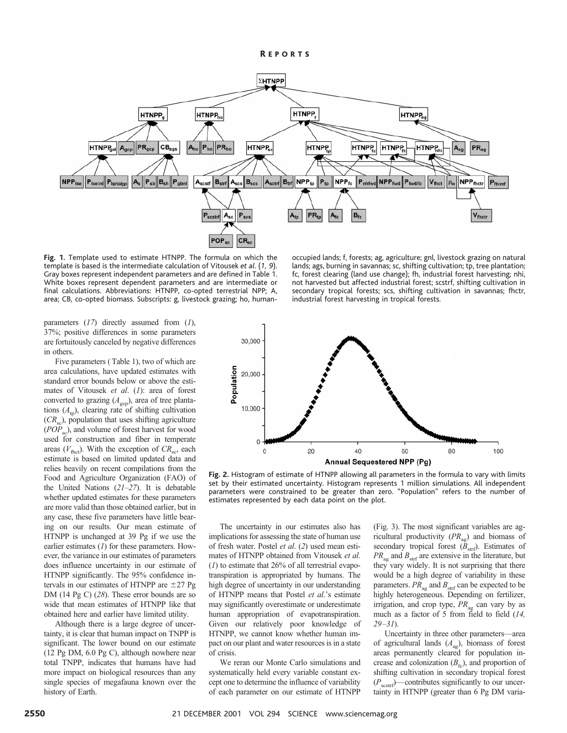**Fig. 1.** Template used to estimate HTNPP. The formula on which the template is based is the intermediate calculation of Vitousek *et al*. (*1, 9*). Gray boxes represent independent parameters and are defined in Table 1. White boxes represent dependent parameters and are intermediate or final calculations. Abbreviations: HTNPP, co-opted terrestrial NPP; A, area; CB, co-opted biomass. Subscripts: g, livestock grazing; ho, human-occupied lands; f, forests; ag, agriculture; gnl, livestock grazing on natural lands; ags, burning in savannas; sc, shifting cultivation; tp, tree plantation; fc, forest clearing (land use change); fh, industrial forest harvesting; nhi, not harvested but affected industrial forest; scstrf, shifting cultivation in secondary tropical forests; scs, shifting cultivation in savannas; fhctr, industrial forest harvesting in tropical forests.

parameters (*17*) directly assumed from (*1*), 37%; positive differences in some parameters are fortuitously canceled by negative differences in others.

Five parameters (Table 1), two of which are area calculations, have updated estimates with standard error bounds below or above the estimates of Vitousek *et al*. (*1*): area of forest converted to grazing ($A_{gcp}$), area of tree plantations ($A_{tp}$), clearing rate of shifting cultivation ($CR_{sc}$), population that uses shifting agriculture ($POP_{sc}$), and volume of forest harvest for wood used for construction and fiber in temperate areas ($V_{fhct}$). With the exception of $CR_{sc}$, each estimate is based on limited updated data and relies heavily on recent compilations from the Food and Agriculture Organization (FAO) of the United Nations (*21–27*). It is debatable whether updated estimates for these parameters are more valid than those obtained earlier, but in any case, these five parameters have little bearing on our results. Our mean estimate of HTNPP is unchanged at 39 Pg if we use the earlier estimates (*1*) for these parameters. However, the variance in our estimates of parameters does influence uncertainty in our estimate of HTNPP significantly. The 95% confidence intervals in our estimates of HTNPP are ±27 Pg DM (14 Pg C) (*28*). These error bounds are so wide that mean estimates of HTNPP like that obtained here and earlier have limited utility.

Although there is a large degree of uncertainty, it is clear that human impact on TNPP is significant. The lower bound on our estimate (12 Pg DM, 6.0 Pg C), although nowhere near total TNPP, indicates that humans have had more impact on biological resources than any single species of megafauna known over the history of Earth.

**Fig. 2.** Histogram of estimate of HTNPP allowing all parameters in the formula to vary with limits set by their estimated uncertainty. Histogram represents 1 million simulations. All independent parameters were constrained to be greater than zero. "Population" refers to the number of estimates represented by each data point on the plot.

The uncertainty in our estimates also has implications for assessing the state of human use of fresh water. Postel *et al*. (*2*) used mean estimates of HTNPP obtained from Vitousek *et al*. (*1*) to estimate that 26% of all terrestrial evapotranspiration is appropriated by humans. The high degree of uncertainty in our understanding of HTNPP means that Postel *et al*.'s estimate may significantly overestimate or underestimate human appropriation of evapotranspiration. Given our relatively poor knowledge of HTNPP, we cannot know whether human impact on our plant and water resources is in a state of crisis.

We reran our Monte Carlo simulations and systematically held every variable constant except one to determine the influence of variability of each parameter on our estimate of HTNPP (Fig. 3). The most significant variables are agricultural productivity ($PR_{ag}$) and biomass of secondary tropical forest ($B_{strf}$). Estimates of $PR_{ag}$ and $B_{strf}$ are extensive in the literature, but they vary widely. It is not surprising that there would be a high degree of variability in these parameters. $PR_{ag}$ and $B_{strf}$ can be expected to be highly heterogeneous. Depending on fertilizer, irrigation, and crop type, $PR_{ag}$ can vary by as much as a factor of 5 from field to field (*14, 29–31*).

Uncertainty in three other parameters—area of agricultural lands ($A_{ag}$), biomass of forest areas permanently cleared for population increase and colonization ($B_{fc}$), and proportion of shifting cultivation in secondary tropical forest ($P_{scstrf}$)—contributes significantly to our uncertainty in HTNPP (greater than 6 Pg DM varia-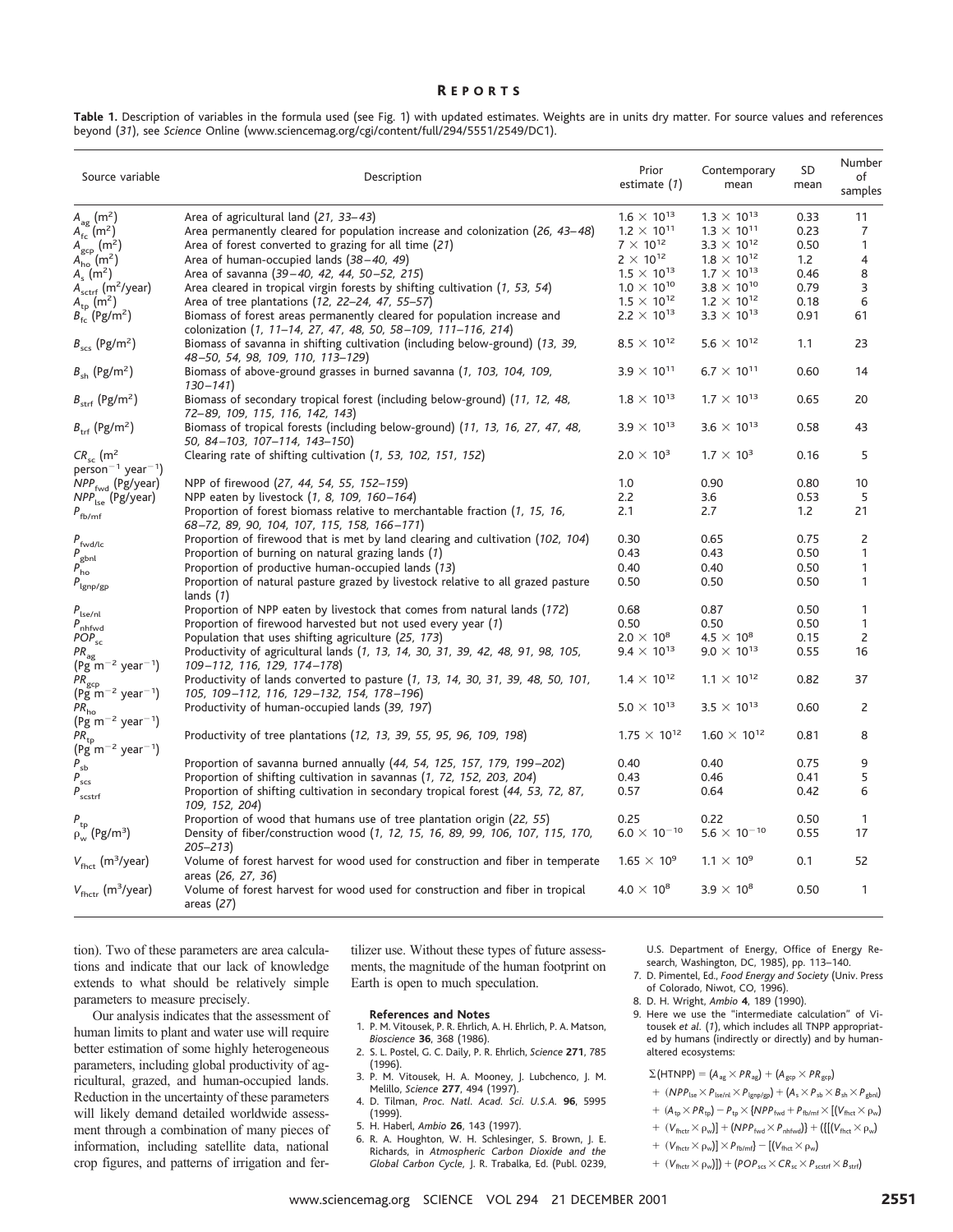**Table 1.** Description of variables in the formula used (see Fig. 1) with updated estimates. Weights are in units dry matter. For source values and references beyond (31), see *Science* Online (www.sciencemag.org/cgi/content/full/294/5551/2549/DC1).

| Source variable | Description | Prior estimate (1) | Contemporary mean | SD mean | Number of samples |
|---|---|---|---|---|---|
| $A_{ag}$ ($m^2$) | Area of agricultural land (21, 33–43) | $1.6 \times 10^{13}$ | $1.3 \times 10^{13}$ | 0.33 | 11 |
| $A_{fc}$ ($m^2$) | Area permanently cleared for population increase and colonization (26, 43–48) | $1.2 \times 10^{11}$ | $1.3 \times 10^{11}$ | 0.23 | 7 |
| $A_{gcp}$ ($m^2$) | Area of forest converted to grazing for all time (21) | $7 \times 10^{12}$ | $3.3 \times 10^{12}$ | 0.50 | 1 |
| $A_{ho}$ ($m^2$) | Area of human-occupied lands (38–40, 49) | $2 \times 10^{12}$ | $1.8 \times 10^{12}$ | 1.2 | 4 |
| $A_s$ ($m^2$) | Area of savanna (39–40, 42, 44, 50–52, 215) | $1.5 \times 10^{13}$ | $1.7 \times 10^{13}$ | 0.46 | 8 |
| $A_{sctrf}$ ($m^2$/year) | Area cleared in tropical virgin forests by shifting cultivation (1, 53, 54) | $1.0 \times 10^{10}$ | $3.8 \times 10^{10}$ | 0.79 | 3 |
| $A_{tp}$ ($m^2$) | Area of tree plantations (12, 22–24, 47, 55–57) | $1.5 \times 10^{12}$ | $1.2 \times 10^{12}$ | 0.18 | 6 |
| $B_{fc}$ (Pg/$m^2$) | Biomass of forest areas permanently cleared for population increase and colonization (1, 11–14, 27, 47, 48, 50, 58–109, 111–116, 214) | $2.2 \times 10^{13}$ | $3.3 \times 10^{13}$ | 0.91 | 61 |
| $B_{scs}$ (Pg/$m^2$) | Biomass of savanna in shifting cultivation (including below-ground) (13, 39, 48–50, 54, 98, 109, 110, 113–129) | $8.5 \times 10^{12}$ | $5.6 \times 10^{12}$ | 1.1 | 23 |
| $B_{sh}$ (Pg/$m^2$) | Biomass of above-ground grasses in burned savanna (1, 103, 104, 109, 130–141) | $3.9 \times 10^{11}$ | $6.7 \times 10^{11}$ | 0.60 | 14 |
| $B_{strf}$ (Pg/$m^2$) | Biomass of secondary tropical forest (including below-ground) (11, 12, 48, 72–89, 109, 115, 116, 142, 143) | $1.8 \times 10^{13}$ | $1.7 \times 10^{13}$ | 0.65 | 20 |
| $B_{trf}$ (Pg/$m^2$) | Biomass of tropical forests (including below-ground) (11, 13, 16, 27, 47, 48, 50, 84–103, 107–114, 143–150) | $3.9 \times 10^{13}$ | $3.6 \times 10^{13}$ | 0.58 | 43 |
| $CR_{sc}$ ($m^2$ person$^{-1}$ year$^{-1}$) | Clearing rate of shifting cultivation (1, 53, 102, 151, 152) | $2.0 \times 10^3$ | $1.7 \times 10^3$ | 0.16 | 5 |
| $NPP_{fwd}$ (Pg/year) | NPP of firewood (27, 44, 54, 55, 152–159) | 1.0 | 0.90 | 0.80 | 10 |
| $NPP_{lse}$ (Pg/year) | NPP eaten by livestock (1, 8, 109, 160–164) | 2.2 | 3.6 | 0.53 | 5 |
| $P_{fb/mf}$ | Proportion of forest biomass relative to merchantable fraction (1, 15, 16, 68–72, 89, 90, 104, 107, 115, 158, 166–171) | 2.1 | 2.7 | 1.2 | 21 |
| $P_{fwd/lc}$ | Proportion of firewood that is met by land clearing and cultivation (102, 104) | 0.30 | 0.65 | 0.75 | 2 |
| $P_{gbnl}$ | Proportion of burning on natural grazing lands (1) | 0.43 | 0.43 | 0.50 | 1 |
| $P_{ho}$ | Proportion of productive human-occupied lands (13) | 0.40 | 0.40 | 0.50 | 1 |
| $P_{lgnp/gp}$ | Proportion of natural pasture grazed by livestock relative to all grazed pasture lands (1) | 0.50 | 0.50 | 0.50 | 1 |
| $P_{lse/nl}$ | Proportion of NPP eaten by livestock that comes from natural lands (172) | 0.68 | 0.87 | 0.50 | 1 |
| $P_{nhfwd}$ | Proportion of firewood harvested but not used every year (1) | 0.50 | 0.50 | 0.50 | 1 |
| $POP_{sc}$ | Population that uses shifting agriculture (25, 173) | $2.0 \times 10^8$ | $4.5 \times 10^8$ | 0.15 | 2 |
| $PR_{ag}$ (Pg m$^{-2}$ year$^{-1}$) | Productivity of agricultural lands (1, 13, 14, 30, 31, 39, 42, 48, 91, 98, 105, 109–112, 116, 129, 174–178) | $9.4 \times 10^{13}$ | $9.0 \times 10^{13}$ | 0.55 | 16 |
| $PR_{gcp}$ (Pg m$^{-2}$ year$^{-1}$) | Productivity of lands converted to pasture (1, 13, 14, 30, 31, 39, 48, 50, 101, 105, 109–112, 116, 129–132, 154, 178–196) | $1.4 \times 10^{12}$ | $1.1 \times 10^{12}$ | 0.82 | 37 |
| $PR_{ho}$ (Pg m$^{-2}$ year$^{-1}$) | Productivity of human-occupied lands (39, 197) | $5.0 \times 10^{13}$ | $3.5 \times 10^{13}$ | 0.60 | 2 |
| $PR_{tp}$ (Pg m$^{-2}$ year$^{-1}$) | Productivity of tree plantations (12, 13, 39, 55, 95, 96, 109, 198) | $1.75 \times 10^{12}$ | $1.60 \times 10^{12}$ | 0.81 | 8 |
| $P_{sb}$ | Proportion of savanna burned annually (44, 54, 125, 157, 179, 199–202) | 0.40 | 0.40 | 0.75 | 9 |
| $P_{scs}$ | Proportion of shifting cultivation in savannas (1, 72, 152, 203, 204) | 0.43 | 0.46 | 0.41 | 5 |
| $P_{scstrf}$ | Proportion of shifting cultivation in secondary tropical forest (44, 53, 72, 87, 109, 152, 204) | 0.57 | 0.64 | 0.42 | 6 |
| $P_{tp}$ | Proportion of wood that humans use of tree plantation origin (22, 55) | 0.25 | 0.22 | 0.50 | 1 |
| $\rho_w$ (Pg/$m^3$) | Density of fiber/construction wood (1, 12, 15, 16, 89, 99, 106, 107, 115, 170, 205–213) | $6.0 \times 10^{-10}$ | $5.6 \times 10^{-10}$ | 0.55 | 17 |
| $V_{fhct}$ ($m^3$/year) | Volume of forest harvest for wood used for construction and fiber in temperate areas (26, 27, 36) | $1.65 \times 10^9$ | $1.1 \times 10^9$ | 0.1 | 52 |
| $V_{fhctr}$ ($m^3$/year) | Volume of forest harvest for wood used for construction and fiber in tropical areas (27) | $4.0 \times 10^8$ | $3.9 \times 10^8$ | 0.50 | 1 |

tion). Two of these parameters are area calculations and indicate that our lack of knowledge extends to what should be relatively simple parameters to measure precisely.

Our analysis indicates that the assessment of human limits to plant and water use will require better estimation of some highly heterogeneous parameters, including global productivity of agricultural, grazed, and human-occupied lands. Reduction in the uncertainty of these parameters will likely demand detailed worldwide assessment through a combination of many pieces of information, including satellite data, national crop figures, and patterns of irrigation and fertilizer use. Without these types of future assessments, the magnitude of the human footprint on Earth is open to much speculation.

### References and Notes

1. P. M. Vitousek, P. R. Ehrlich, A. H. Ehrlich, P. A. Matson, *Bioscience* **36**, 368 (1986).
2. S. L. Postel, G. C. Daily, P. R. Ehrlich, *Science* **271**, 785 (1996).
3. P. M. Vitousek, H. A. Mooney, J. Lubchenco, J. M. Melillo, *Science* **277**, 494 (1997).
4. D. Tilman, *Proc. Natl. Acad. Sci. U.S.A.* **96**, 5995 (1999).
5. H. Haberl, *Ambio* **26**, 143 (1997).
6. R. A. Houghton, W. H. Schlesinger, S. Brown, J. E. Richards, in *Atmospheric Carbon Dioxide and the Global Carbon Cycle*, J. R. Trabalka, Ed. (Publ. 0239, U.S. Department of Energy, Office of Energy Research, Washington, DC, 1985), pp. 113–140.
7. D. Pimentel, Ed., *Food Energy and Society* (Univ. Press of Colorado, Niwot, CO, 1996).
8. D. H. Wright, *Ambio* **4**, 189 (1990).
9. Here we use the "intermediate calculation" of Vitousek *et al*. (1), which includes all TNPP appropriated by humans (indirectly or directly) and by human-altered ecosystems:

$$
\begin{aligned}
\Sigma(\text{HTNPP}) = {} & (A_{ag} \times PR_{ag}) + (A_{gcp} \times PR_{gcp}) \\
& + (NPP_{lse} \times P_{lse/nl} \times P_{lgnp/gp}) + (A_s \times P_{sb} \times B_{sh} \times P_{gbnl}) \\
& + (A_{tp} \times PR_{tp}) - P_{tp} \times \{NPP_{fwd} + P_{fb/mf} \times [(V_{fhct} \times \rho_w) \\
& + (V_{fhctr} \times \rho_w)] + (NPP_{fwd} \times P_{nhfwd})\} + (\{[(V_{fhct} \times \rho_w) \\
& + (V_{fhctr} \times \rho_w)] \times P_{fb/mf}\} - [(V_{fhct} \times \rho_w) \\
& + (V_{fhctr} \times \rho_w)]) + (POP_{scs} \times CR_{sc} \times P_{scstrf} \times B_{strf})
\end{aligned}
$$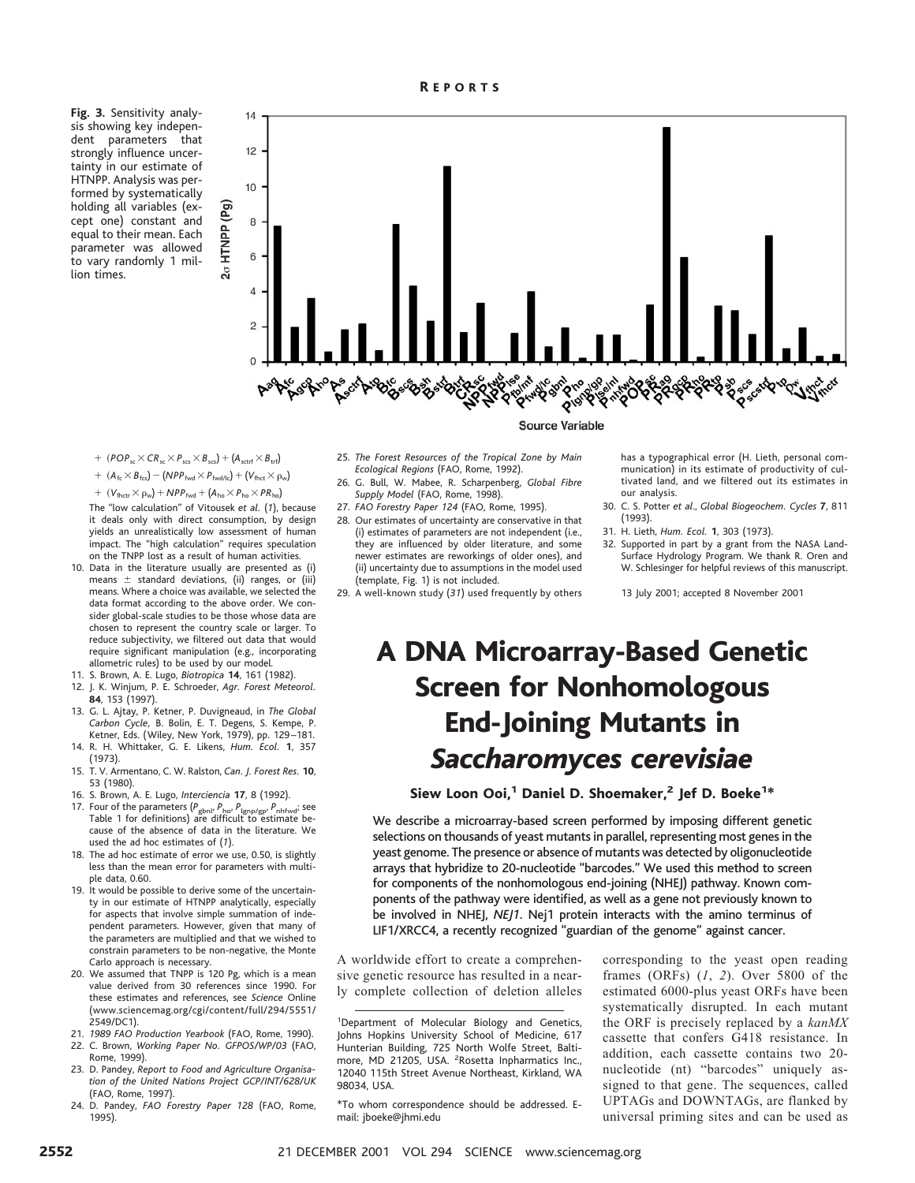**Fig. 3.** Sensitivity analysis showing key independent parameters that strongly influence uncertainty in our estimate of HTNPP. Analysis was performed by systematically holding all variables (except one) constant and equal to their mean. Each parameter was allowed to vary randomly 1 million times.

2σ HTNPP (Pg)

14
12
10
8
6
4
2
0

Aag Afc Agcp Aho As Asctrf Atp Bfc Bscs Bsh Bstrf Btrf CRsc NPPfwd NPPise Pfb/mf Pfwd/lc Pgbnl Pho Pignp/gp Pise/nl Pnhfwd POPsc PRag PRgcp PRho PRtp Psb Pscs Pscstrf Ptp ρw Vfhct Vfhctr

Source Variable

$+ (POP_{sc} \times CR_{sc} \times P_{scs} \times B_{scs}) + (A_{sctrf} \times B_{trf})$

$+ (A_{fc} \times B_{fcs}) - (NPP_{fwd} \times P_{fwd/lc}) + (V_{fhct} \times \rho_w)$

$+ (V_{fhctr} \times \rho_w) + NPP_{fwd} + (A_{ho} \times P_{ho} \times PR_{ho})$

The "low calculation" of Vitousek *et al.* (*1*), because it deals only with direct consumption, by design yields an unrealistically low assessment of human impact. The "high calculation" requires speculation on the TNPP lost as a result of human activities.

10. Data in the literature usually are presented as (i) means ± standard deviations, (ii) ranges, or (iii) means. Where a choice was available, we selected the data format according to the above order. We consider global-scale studies to be those whose data are chosen to represent the country scale or larger. To reduce subjectivity, we filtered out data that would require significant manipulation (e.g., incorporating allometric rules) to be used by our model.
11. S. Brown, A. E. Lugo, *Biotropica* **14**, 161 (1982).
12. J. K. Winjum, P. E. Schroeder, *Agr. Forest Meteorol.* **84**, 153 (1997).
13. G. L. Ajtay, P. Ketner, P. Duvigneaud, in *The Global Carbon Cycle*, B. Bolin, E. T. Degens, S. Kempe, P. Ketner, Eds. (Wiley, New York, 1979), pp. 129–181.
14. R. H. Whittaker, G. E. Likens, *Hum. Ecol.* **1**, 357 (1973).
15. T. V. Armentano, C. W. Ralston, *Can. J. Forest Res.* **10**, 53 (1980).
16. S. Brown, A. E. Lugo, *Interciencia* **17**, 8 (1992).
17. Four of the parameters ($P_{gbnl}$, $P_{ho}$, $P_{lgnp/gp}$, $P_{nhfwd}$; see Table 1 for definitions) are difficult to estimate because of the absence of data in the literature. We used the ad hoc estimates of (*1*).
18. The ad hoc estimate of error we use, 0.50, is slightly less than the mean error for parameters with multiple data, 0.60.
19. It would be possible to derive some of the uncertainty in our estimate of HTNPP analytically, especially for aspects that involve simple summation of independent parameters. However, given that many of the parameters are multiplied and that we wished to constrain parameters to be non-negative, the Monte Carlo approach is necessary.
20. We assumed that TNPP is 120 Pg, which is a mean value derived from 30 references since 1990. For these estimates and references, see *Science* Online (www.sciencemag.org/cgi/content/full/294/5551/2549/DC1).
21. *1989 FAO Production Yearbook* (FAO, Rome, 1990).
22. C. Brown, *Working Paper No. GFPOS/WP/03* (FAO, Rome, 1999).
23. D. Pandey, *Report to Food and Agriculture Organisation of the United Nations Project GCP/INT/628/UK* (FAO, Rome, 1997).
24. D. Pandey, *FAO Forestry Paper 128* (FAO, Rome, 1995).
25. *The Forest Resources of the Tropical Zone by Main Ecological Regions* (FAO, Rome, 1992).
26. G. Bull, W. Mabee, R. Scharpenberg, *Global Fibre Supply Model* (FAO, Rome, 1998).
27. *FAO Forestry Paper 124* (FAO, Rome, 1995).
28. Our estimates of uncertainty are conservative in that (i) estimates of parameters are not independent (i.e., they are influenced by older literature, and some newer estimates are reworkings of older ones), and (ii) uncertainty due to assumptions in the model used (template, Fig. 1) is not included.
29. A well-known study (*31*) used frequently by others has a typographical error (H. Lieth, personal communication) in its estimate of productivity of cultivated land, and we filtered out its estimates in our analysis.
30. C. S. Potter *et al.*, *Global Biogeochem. Cycles* **7**, 811 (1993).
31. H. Lieth, *Hum. Ecol.* **1**, 303 (1973).
32. Supported in part by a grant from the NASA Land-Surface Hydrology Program. We thank R. Oren and W. Schlesinger for helpful reviews of this manuscript.

13 July 2001; accepted 8 November 2001

# A DNA Microarray-Based Genetic Screen for Nonhomologous End-Joining Mutants in *Saccharomyces cerevisiae*

**Siew Loon Ooi,[1] Daniel D. Shoemaker,[2] Jef D. Boeke[1]***

**We describe a microarray-based screen performed by imposing different genetic selections on thousands of yeast mutants in parallel, representing most genes in the yeast genome. The presence or absence of mutants was detected by oligonucleotide arrays that hybridize to 20-nucleotide "barcodes." We used this method to screen for components of the nonhomologous end-joining (NHEJ) pathway. Known components of the pathway were identified, as well as a gene not previously known to be involved in NHEJ, *NEJ1*. Nej1 protein interacts with the amino terminus of LIF1/XRCC4, a recently recognized "guardian of the genome" against cancer.**

A worldwide effort to create a comprehensive genetic resource has resulted in a nearly complete collection of deletion alleles corresponding to the yeast open reading frames (ORFs) (*1*, *2*). Over 5800 of the estimated 6000-plus yeast ORFs have been systematically disrupted. In each mutant the ORF is precisely replaced by a *kanMX* cassette that confers G418 resistance. In addition, each cassette contains two 20-nucleotide (nt) "barcodes" uniquely assigned to that gene. The sequences, called UPTAGs and DOWNTAGs, are flanked by universal priming sites and can be used as

[1]Department of Molecular Biology and Genetics, Johns Hopkins University School of Medicine, 617 Hunterian Building, 725 North Wolfe Street, Baltimore, MD 21205, USA. [2]Rosetta Inpharmatics Inc., 12040 115th Street Avenue Northeast, Kirkland, WA 98034, USA.

*To whom correspondence should be addressed. E-mail: jboeke@jhmi.edu